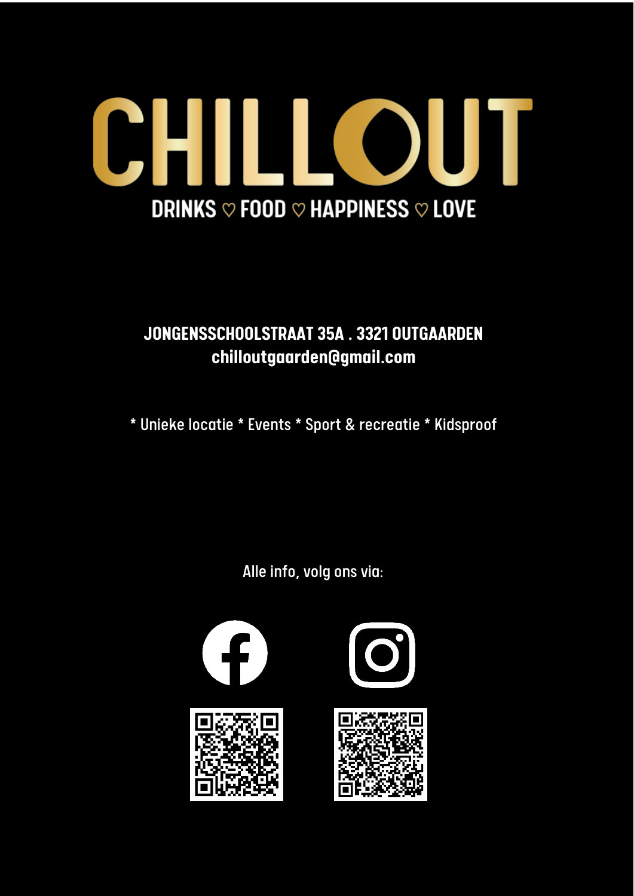# CHILLOUT

**DRINKS ♡ FOOD ♡ HAPPINESS ♡ LOVE**

**JONGENSSCHOOLSTRAAT 35A . 3321 OUTGAARDEN**
**chilloutgaarden@gmail.com**

* Unieke locatie * Events * Sport & recreatie * Kidsproof

Alle info, volg ons via: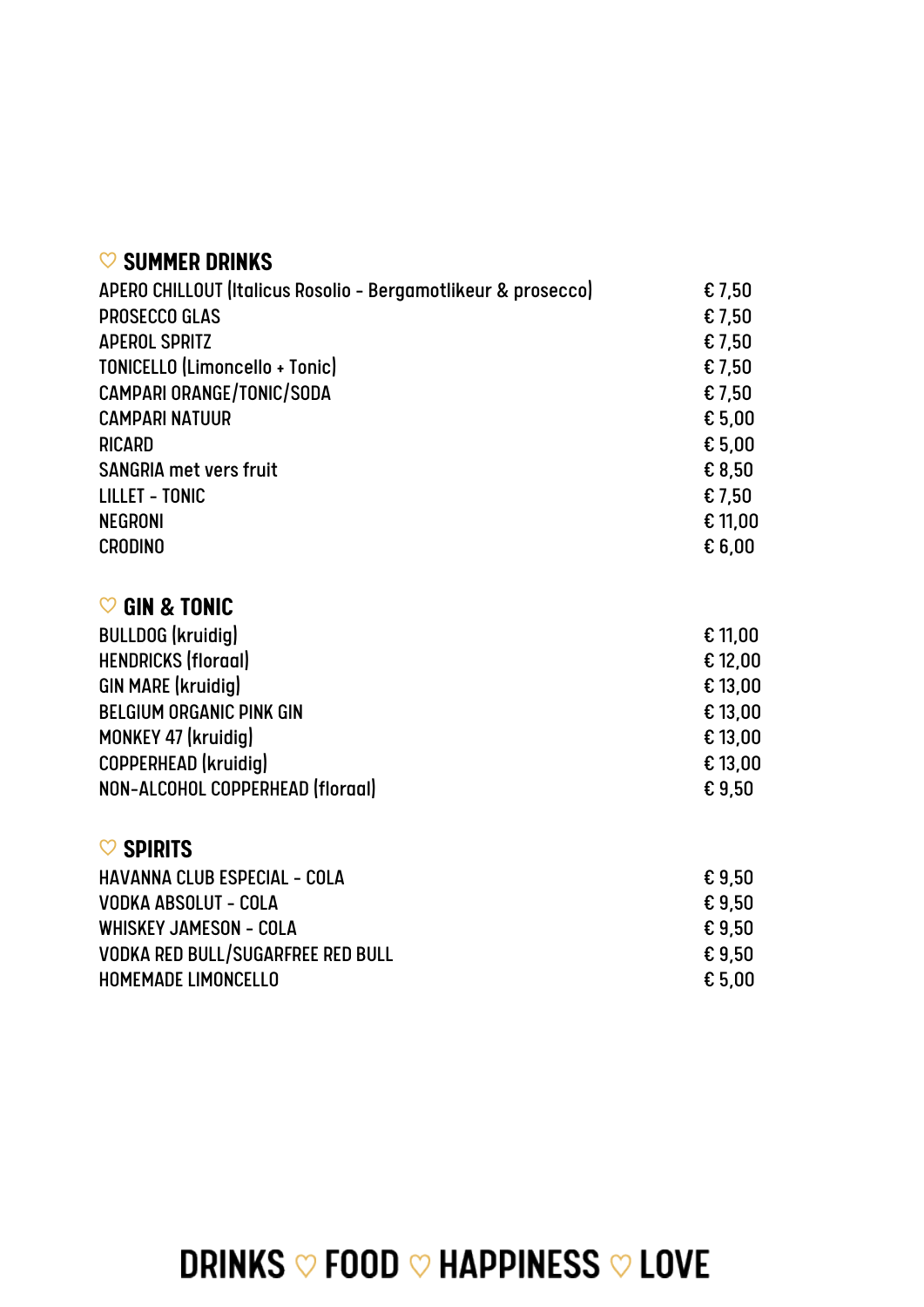## ♡ SUMMER DRINKS

| | |
|---|---|
| APERO CHILLOUT (Italicus Rosolio - Bergamotlikeur & prosecco) | € 7,50 |
| PROSECCO GLAS | € 7,50 |
| APEROL SPRITZ | € 7,50 |
| TONICELLO (Limoncello + Tonic) | € 7,50 |
| CAMPARI ORANGE/TONIC/SODA | € 7,50 |
| CAMPARI NATUUR | € 5,00 |
| RICARD | € 5,00 |
| SANGRIA met vers fruit | € 8,50 |
| LILLET - TONIC | € 7,50 |
| NEGRONI | € 11,00 |
| CRODINO | € 6,00 |

## ♡ GIN & TONIC

| | |
|---|---|
| BULLDOG (kruidig) | € 11,00 |
| HENDRICKS (floraal) | € 12,00 |
| GIN MARE (kruidig) | € 13,00 |
| BELGIUM ORGANIC PINK GIN | € 13,00 |
| MONKEY 47 (kruidig) | € 13,00 |
| COPPERHEAD (kruidig) | € 13,00 |
| NON-ALCOHOL COPPERHEAD (floraal) | € 9,50 |

## ♡ SPIRITS

| | |
|---|---|
| HAVANNA CLUB ESPECIAL - COLA | € 9,50 |
| VODKA ABSOLUT - COLA | € 9,50 |
| WHISKEY JAMESON - COLA | € 9,50 |
| VODKA RED BULL/SUGARFREE RED BULL | € 9,50 |
| HOMEMADE LIMONCELLO | € 5,00 |

**DRINKS ♡ FOOD ♡ HAPPINESS ♡ LOVE**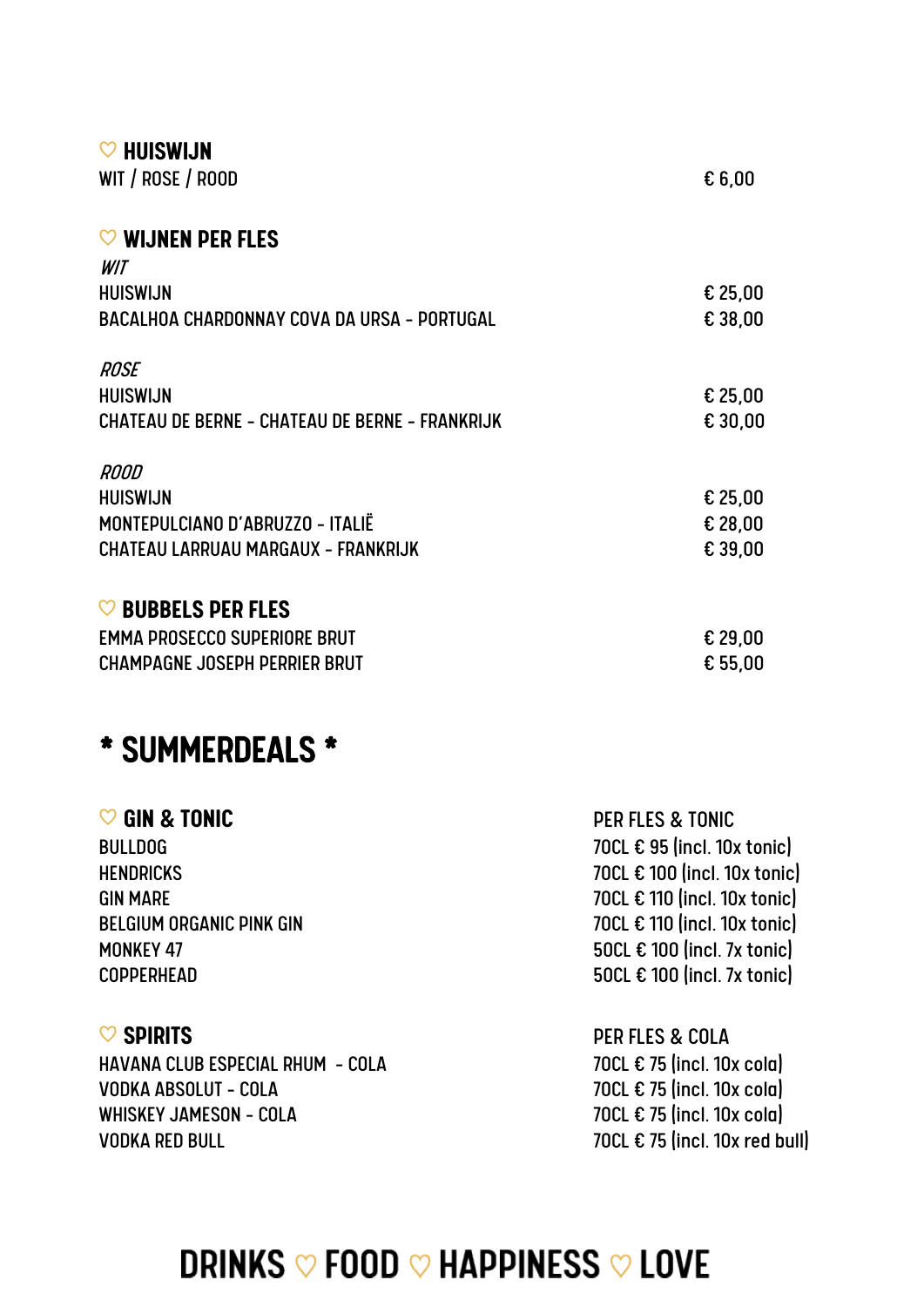## ♡ HUISWIJN

| | |
|---|---|
| WIT / ROSE / ROOD | € 6,00 |

## ♡ WIJNEN PER FLES

*WIT*

| | |
|---|---|
| HUISWIJN | € 25,00 |
| BACALHOA CHARDONNAY COVA DA URSA - PORTUGAL | € 38,00 |

*ROSE*

| | |
|---|---|
| HUISWIJN | € 25,00 |
| CHATEAU DE BERNE - CHATEAU DE BERNE - FRANKRIJK | € 30,00 |

*ROOD*

| | |
|---|---|
| HUISWIJN | € 25,00 |
| MONTEPULCIANO D'ABRUZZO - ITALIË | € 28,00 |
| CHATEAU LARRUAU MARGAUX - FRANKRIJK | € 39,00 |

## ♡ BUBBELS PER FLES

| | |
|---|---|
| EMMA PROSECCO SUPERIORE BRUT | € 29,00 |
| CHAMPAGNE JOSEPH PERRIER BRUT | € 55,00 |

# * SUMMERDEALS *

| ♡ GIN & TONIC | PER FLES & TONIC |
|---|---|
| BULLDOG | 70CL € 95 (incl. 10x tonic) |
| HENDRICKS | 70CL € 100 (incl. 10x tonic) |
| GIN MARE | 70CL € 110 (incl. 10x tonic) |
| BELGIUM ORGANIC PINK GIN | 70CL € 110 (incl. 10x tonic) |
| MONKEY 47 | 50CL € 100 (incl. 7x tonic) |
| COPPERHEAD | 50CL € 100 (incl. 7x tonic) |

| ♡ SPIRITS | PER FLES & COLA |
|---|---|
| HAVANA CLUB ESPECIAL RHUM - COLA | 70CL € 75 (incl. 10x cola) |
| VODKA ABSOLUT - COLA | 70CL € 75 (incl. 10x cola) |
| WHISKEY JAMESON - COLA | 70CL € 75 (incl. 10x cola) |
| VODKA RED BULL | 70CL € 75 (incl. 10x red bull) |

# DRINKS ♡ FOOD ♡ HAPPINESS ♡ LOVE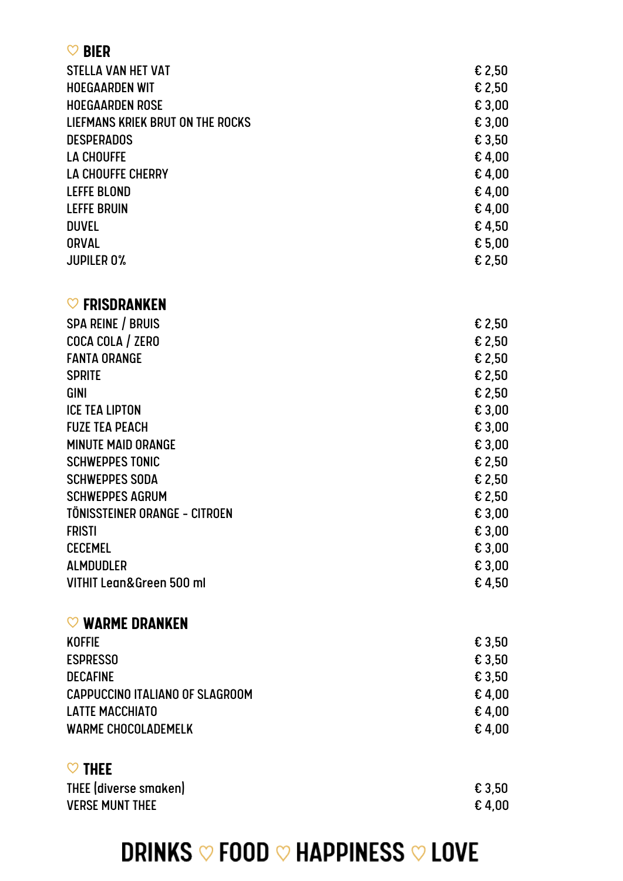## ♡ BIER

| | |
|---|---|
| STELLA VAN HET VAT | € 2,50 |
| HOEGAARDEN WIT | € 2,50 |
| HOEGAARDEN ROSE | € 3,00 |
| LIEFMANS KRIEK BRUT ON THE ROCKS | € 3,00 |
| DESPERADOS | € 3,50 |
| LA CHOUFFE | € 4,00 |
| LA CHOUFFE CHERRY | € 4,00 |
| LEFFE BLOND | € 4,00 |
| LEFFE BRUIN | € 4,00 |
| DUVEL | € 4,50 |
| ORVAL | € 5,00 |
| JUPILER 0% | € 2,50 |

## ♡ FRISDRANKEN

| | |
|---|---|
| SPA REINE / BRUIS | € 2,50 |
| COCA COLA / ZERO | € 2,50 |
| FANTA ORANGE | € 2,50 |
| SPRITE | € 2,50 |
| GINI | € 2,50 |
| ICE TEA LIPTON | € 3,00 |
| FUZE TEA PEACH | € 3,00 |
| MINUTE MAID ORANGE | € 3,00 |
| SCHWEPPES TONIC | € 2,50 |
| SCHWEPPES SODA | € 2,50 |
| SCHWEPPES AGRUM | € 2,50 |
| TÖNISSTEINER ORANGE - CITROEN | € 3,00 |
| FRISTI | € 3,00 |
| CECEMEL | € 3,00 |
| ALMDUDLER | € 3,00 |
| VITHIT Lean&Green 500 ml | € 4,50 |

## ♡ WARME DRANKEN

| | |
|---|---|
| KOFFIE | € 3,50 |
| ESPRESSO | € 3,50 |
| DECAFINE | € 3,50 |
| CAPPUCCINO ITALIANO OF SLAGROOM | € 4,00 |
| LATTE MACCHIATO | € 4,00 |
| WARME CHOCOLADEMELK | € 4,00 |

## ♡ THEE

| | |
|---|---|
| THEE (diverse smaken) | € 3,50 |
| VERSE MUNT THEE | € 4,00 |

**DRINKS ♡ FOOD ♡ HAPPINESS ♡ LOVE**